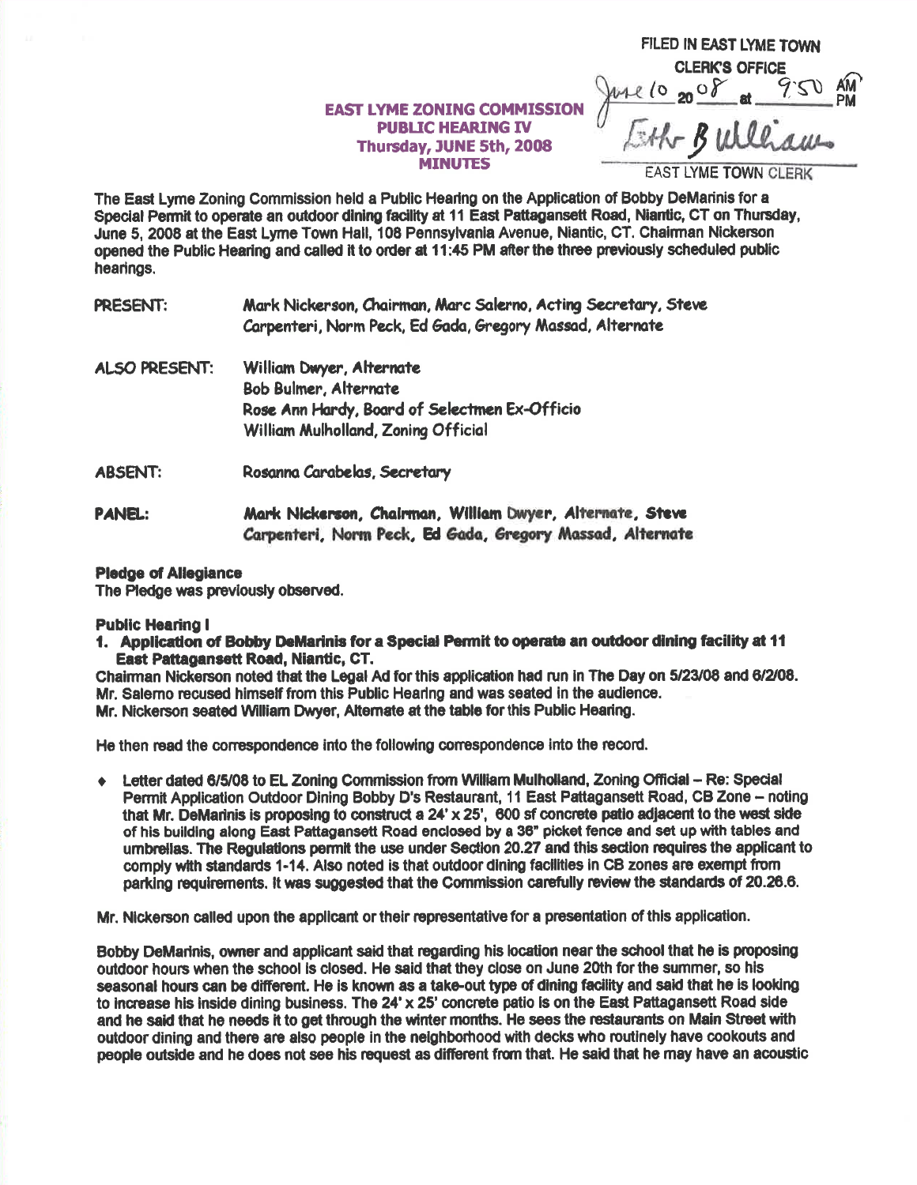FILED IN EAST LYME TOWN CLERK'S OFFICE
June 10 2008 at 9:50 AM
Esther B Williams
EAST LYME TOWN CLERK

**EAST LYME ZONING COMMISSION**
**PUBLIC HEARING IV**
**Thursday, JUNE 5th, 2008**
**MINUTES**

The East Lyme Zoning Commission held a Public Hearing on the Application of Bobby DeMarinis for a Special Permit to operate an outdoor dining facility at 11 East Pattagansett Road, Niantic, CT on Thursday, June 5, 2008 at the East Lyme Town Hall, 108 Pennsylvania Avenue, Niantic, CT. Chairman Nickerson opened the Public Hearing and called it to order at 11:45 PM after the three previously scheduled public hearings.

PRESENT: Mark Nickerson, Chairman, Marc Salerno, Acting Secretary, Steve Carpenteri, Norm Peck, Ed Gada, Gregory Massad, Alternate

ALSO PRESENT: William Dwyer, Alternate
Bob Bulmer, Alternate
Rose Ann Hardy, Board of Selectmen Ex-Officio
William Mulholland, Zoning Official

ABSENT: Rosanna Carabelas, Secretary

**PANEL: Mark Nickerson, Chairman, William Dwyer, Alternate, Steve Carpenteri, Norm Peck, Ed Gada, Gregory Massad, Alternate**

**Pledge of Allegiance**
The Pledge was previously observed.

**Public Hearing I**

**1. Application of Bobby DeMarinis for a Special Permit to operate an outdoor dining facility at 11 East Pattagansett Road, Niantic, CT.**

Chairman Nickerson noted that the Legal Ad for this application had run in The Day on 5/23/08 and 6/2/08.
Mr. Salerno recused himself from this Public Hearing and was seated in the audience.
Mr. Nickerson seated William Dwyer, Alternate at the table for this Public Hearing.

He then read the correspondence into the following correspondence into the record.

- Letter dated 6/5/08 to EL Zoning Commission from William Mulholland, Zoning Official – Re: Special Permit Application Outdoor Dining Bobby D's Restaurant, 11 East Pattagansett Road, CB Zone – noting that Mr. DeMarinis is proposing to construct a 24' x 25', 600 sf concrete patio adjacent to the west side of his building along East Pattagansett Road enclosed by a 36" picket fence and set up with tables and umbrellas. The Regulations permit the use under Section 20.27 and this section requires the applicant to comply with standards 1-14. Also noted is that outdoor dining facilities in CB zones are exempt from parking requirements. It was suggested that the Commission carefully review the standards of 20.26.6.

Mr. Nickerson called upon the applicant or their representative for a presentation of this application.

Bobby DeMarinis, owner and applicant said that regarding his location near the school that he is proposing outdoor hours when the school is closed. He said that they close on June 20th for the summer, so his seasonal hours can be different. He is known as a take-out type of dining facility and said that he is looking to increase his inside dining business. The 24' x 25' concrete patio is on the East Pattagansett Road side and he said that he needs it to get through the winter months. He sees the restaurants on Main Street with outdoor dining and there are also people in the neighborhood with decks who routinely have cookouts and people outside and he does not see his request as different from that. He said that he may have an acoustic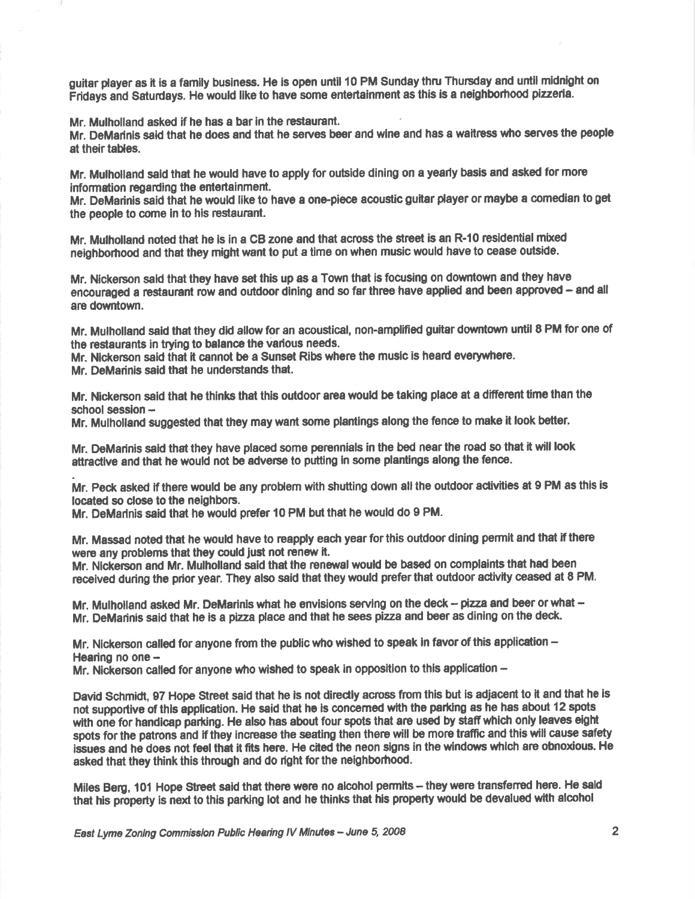guitar player as it is a family business. He is open until 10 PM Sunday thru Thursday and until midnight on Fridays and Saturdays. He would like to have some entertainment as this is a neighborhood pizzeria.

Mr. Mulholland asked if he has a bar in the restaurant.
Mr. DeMarinis said that he does and that he serves beer and wine and has a waitress who serves the people at their tables.

Mr. Mulholland said that he would have to apply for outside dining on a yearly basis and asked for more information regarding the entertainment.
Mr. DeMarinis said that he would like to have a one-piece acoustic guitar player or maybe a comedian to get the people to come in to his restaurant.

Mr. Mulholland noted that he is in a CB zone and that across the street is an R-10 residential mixed neighborhood and that they might want to put a time on when music would have to cease outside.

Mr. Nickerson said that they have set this up as a Town that is focusing on downtown and they have encouraged a restaurant row and outdoor dining and so far three have applied and been approved – and all are downtown.

Mr. Mulholland said that they did allow for an acoustical, non-amplified guitar downtown until 8 PM for one of the restaurants in trying to balance the various needs.
Mr. Nickerson said that it cannot be a Sunset Ribs where the music is heard everywhere.
Mr. DeMarinis said that he understands that.

Mr. Nickerson said that he thinks that this outdoor area would be taking place at a different time than the school session –
Mr. Mulholland suggested that they may want some plantings along the fence to make it look better.

Mr. DeMarinis said that they have placed some perennials in the bed near the road so that it will look attractive and that he would not be adverse to putting in some plantings along the fence.

Mr. Peck asked if there would be any problem with shutting down all the outdoor activities at 9 PM as this is located so close to the neighbors.
Mr. DeMarinis said that he would prefer 10 PM but that he would do 9 PM.

Mr. Massad noted that he would have to reapply each year for this outdoor dining permit and that if there were any problems that they could just not renew it.
Mr. Nickerson and Mr. Mulholland said that the renewal would be based on complaints that had been received during the prior year. They also said that they would prefer that outdoor activity ceased at 8 PM.

Mr. Mulholland asked Mr. DeMarinis what he envisions serving on the deck – pizza and beer or what –
Mr. DeMarinis said that he is a pizza place and that he sees pizza and beer as dining on the deck.

Mr. Nickerson called for anyone from the public who wished to speak in favor of this application –
Hearing no one –
Mr. Nickerson called for anyone who wished to speak in opposition to this application –

David Schmidt, 97 Hope Street said that he is not directly across from this but is adjacent to it and that he is not supportive of this application. He said that he is concerned with the parking as he has about 12 spots with one for handicap parking. He also has about four spots that are used by staff which only leaves eight spots for the patrons and if they increase the seating then there will be more traffic and this will cause safety issues and he does not feel that it fits here. He cited the neon signs in the windows which are obnoxious. He asked that they think this through and do right for the neighborhood.

Miles Berg, 101 Hope Street said that there were no alcohol permits – they were transferred here. He said that his property is next to this parking lot and he thinks that his property would be devalued with alcohol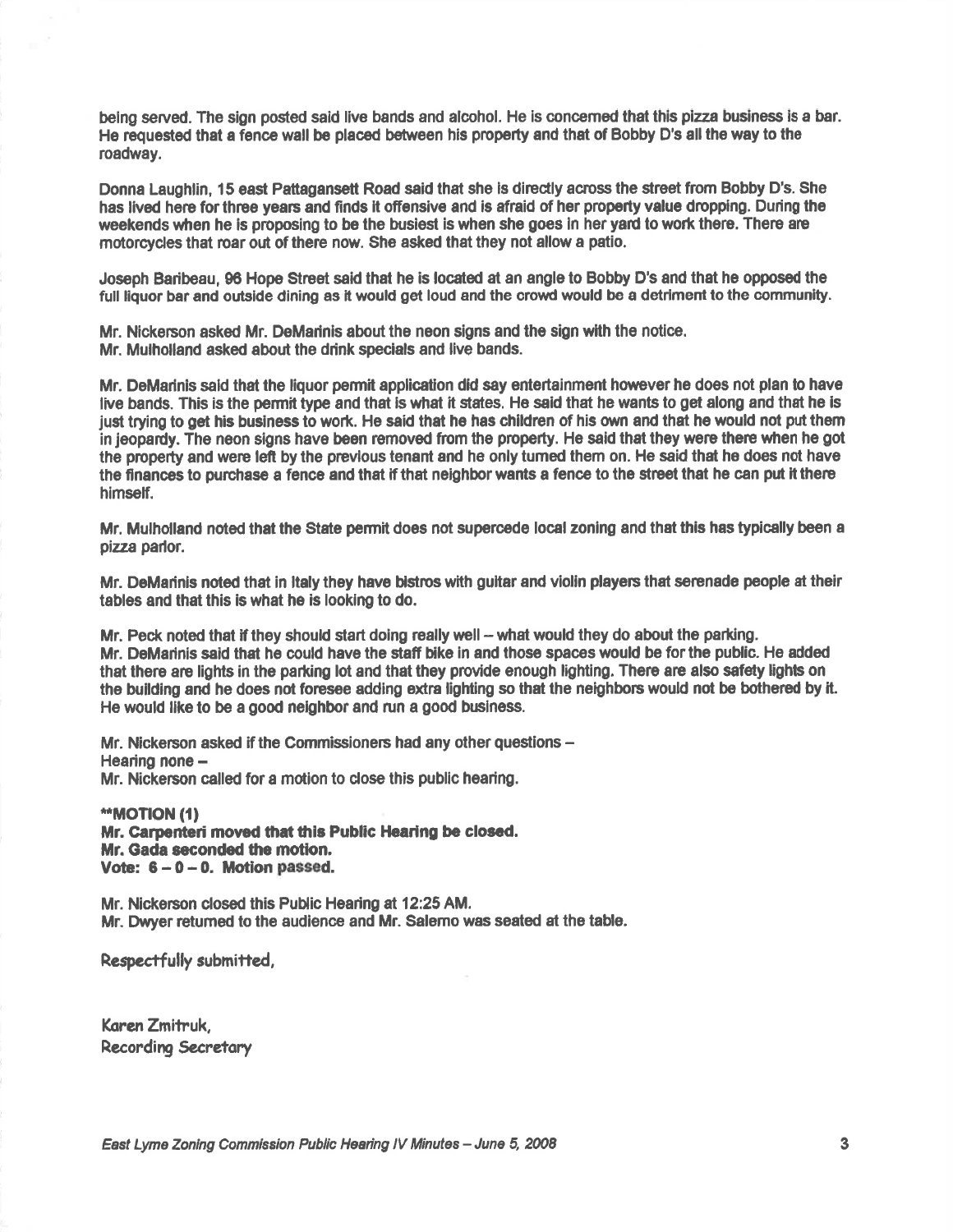being served. The sign posted said live bands and alcohol. He is concerned that this pizza business is a bar. He requested that a fence wall be placed between his property and that of Bobby D's all the way to the roadway.

Donna Laughlin, 15 east Pattagansett Road said that she is directly across the street from Bobby D's. She has lived here for three years and finds it offensive and is afraid of her property value dropping. During the weekends when he is proposing to be the busiest is when she goes in her yard to work there. There are motorcycles that roar out of there now. She asked that they not allow a patio.

Joseph Baribeau, 96 Hope Street said that he is located at an angle to Bobby D's and that he opposed the full liquor bar and outside dining as it would get loud and the crowd would be a detriment to the community.

Mr. Nickerson asked Mr. DeMarinis about the neon signs and the sign with the notice.
Mr. Mulholland asked about the drink specials and live bands.

Mr. DeMarinis said that the liquor permit application did say entertainment however he does not plan to have live bands. This is the permit type and that is what it states. He said that he wants to get along and that he is just trying to get his business to work. He said that he has children of his own and that he would not put them in jeopardy. The neon signs have been removed from the property. He said that they were there when he got the property and were left by the previous tenant and he only turned them on. He said that he does not have the finances to purchase a fence and that if that neighbor wants a fence to the street that he can put it there himself.

Mr. Mulholland noted that the State permit does not supercede local zoning and that this has typically been a pizza parlor.

Mr. DeMarinis noted that in Italy they have bistros with guitar and violin players that serenade people at their tables and that this is what he is looking to do.

Mr. Peck noted that if they should start doing really well – what would they do about the parking.
Mr. DeMarinis said that he could have the staff bike in and those spaces would be for the public. He added that there are lights in the parking lot and that they provide enough lighting. There are also safety lights on the building and he does not foresee adding extra lighting so that the neighbors would not be bothered by it. He would like to be a good neighbor and run a good business.

Mr. Nickerson asked if the Commissioners had any other questions –
Hearing none –
Mr. Nickerson called for a motion to close this public hearing.

****MOTION (1)**
**Mr. Carpenteri moved that this Public Hearing be closed.**
**Mr. Gada seconded the motion.**
**Vote: 6 – 0 – 0. Motion passed.**

Mr. Nickerson closed this Public Hearing at 12:25 AM.
Mr. Dwyer returned to the audience and Mr. Salerno was seated at the table.

Respectfully submitted,

Karen Zmitruk,
Recording Secretary